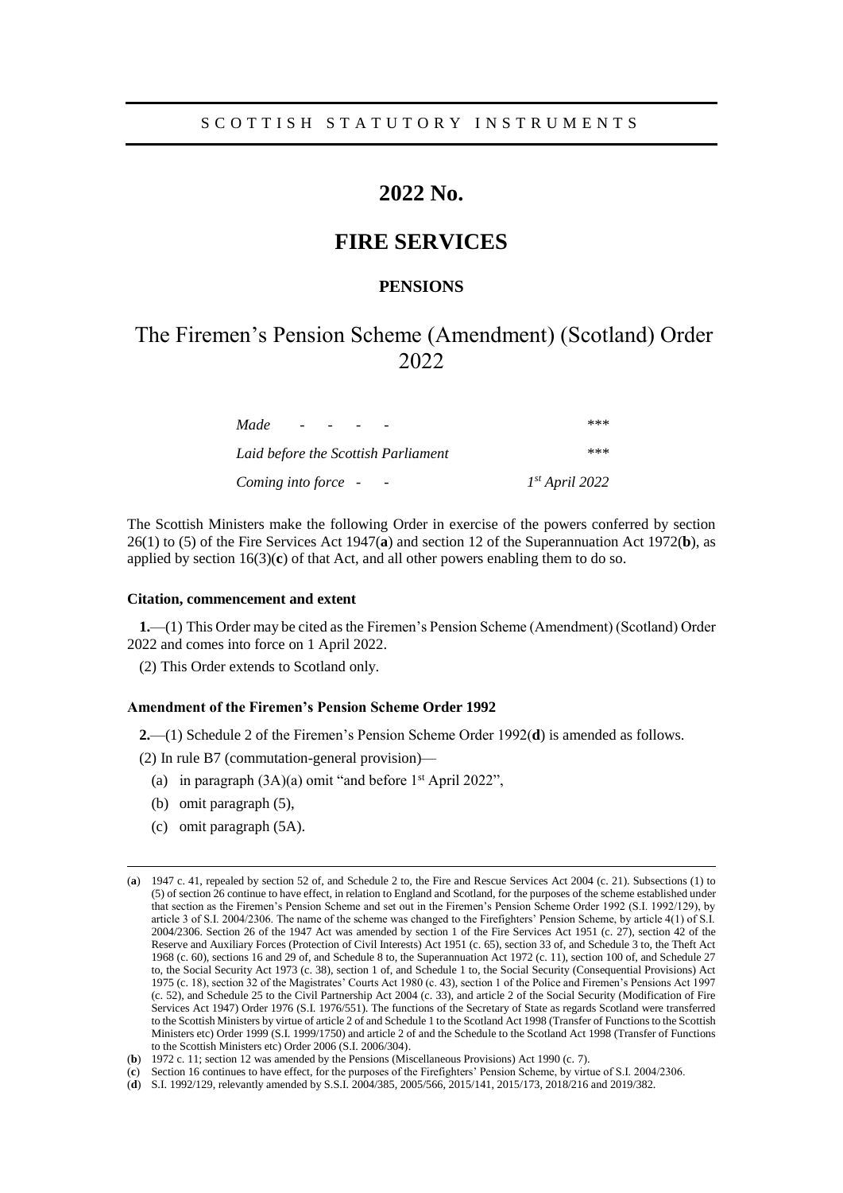SCOTTISH STATUTORY INSTRUMENTS

# 2022 No.

# FIRE SERVICES

## PENSIONS

# The Firemen's Pension Scheme (Amendment) (Scotland) Order 2022

| | |
|---|---|
| *Made - - - -* | \*\*\* |
| *Laid before the Scottish Parliament* | \*\*\* |
| *Coming into force - -* | *1st April 2022* |

The Scottish Ministers make the following Order in exercise of the powers conferred by section 26(1) to (5) of the Fire Services Act 1947(**a**) and section 12 of the Superannuation Act 1972(**b**), as applied by section 16(3)(**c**) of that Act, and all other powers enabling them to do so.

#### Citation, commencement and extent

**1.**—(1) This Order may be cited as the Firemen's Pension Scheme (Amendment) (Scotland) Order 2022 and comes into force on 1 April 2022.

(2) This Order extends to Scotland only.

#### Amendment of the Firemen's Pension Scheme Order 1992

**2.**—(1) Schedule 2 of the Firemen's Pension Scheme Order 1992(**d**) is amended as follows.

(2) In rule B7 (commutation-general provision)—

(a) in paragraph (3A)(a) omit "and before 1st April 2022",

(b) omit paragraph (5),

(c) omit paragraph (5A).

---

(**a**) 1947 c. 41, repealed by section 52 of, and Schedule 2 to, the Fire and Rescue Services Act 2004 (c. 21). Subsections (1) to (5) of section 26 continue to have effect, in relation to England and Scotland, for the purposes of the scheme established under that section as the Firemen's Pension Scheme and set out in the Firemen's Pension Scheme Order 1992 (S.I. 1992/129), by article 3 of S.I. 2004/2306. The name of the scheme was changed to the Firefighters' Pension Scheme, by article 4(1) of S.I. 2004/2306. Section 26 of the 1947 Act was amended by section 1 of the Fire Services Act 1951 (c. 27), section 42 of the Reserve and Auxiliary Forces (Protection of Civil Interests) Act 1951 (c. 65), section 33 of, and Schedule 3 to, the Theft Act 1968 (c. 60), sections 16 and 29 of, and Schedule 8 to, the Superannuation Act 1972 (c. 11), section 100 of, and Schedule 27 to, the Social Security Act 1973 (c. 38), section 1 of, and Schedule 1 to, the Social Security (Consequential Provisions) Act 1975 (c. 18), section 32 of the Magistrates' Courts Act 1980 (c. 43), section 1 of the Police and Firemen's Pensions Act 1997 (c. 52), and Schedule 25 to the Civil Partnership Act 2004 (c. 33), and article 2 of the Social Security (Modification of Fire Services Act 1947) Order 1976 (S.I. 1976/551). The functions of the Secretary of State as regards Scotland were transferred to the Scottish Ministers by virtue of article 2 of and Schedule 1 to the Scotland Act 1998 (Transfer of Functions to the Scottish Ministers etc) Order 1999 (S.I. 1999/1750) and article 2 of and the Schedule to the Scotland Act 1998 (Transfer of Functions to the Scottish Ministers etc) Order 2006 (S.I. 2006/304).

(**b**) 1972 c. 11; section 12 was amended by the Pensions (Miscellaneous Provisions) Act 1990 (c. 7).

(**c**) Section 16 continues to have effect, for the purposes of the Firefighters' Pension Scheme, by virtue of S.I. 2004/2306.

(**d**) S.I. 1992/129, relevantly amended by S.S.I. 2004/385, 2005/566, 2015/141, 2015/173, 2018/216 and 2019/382.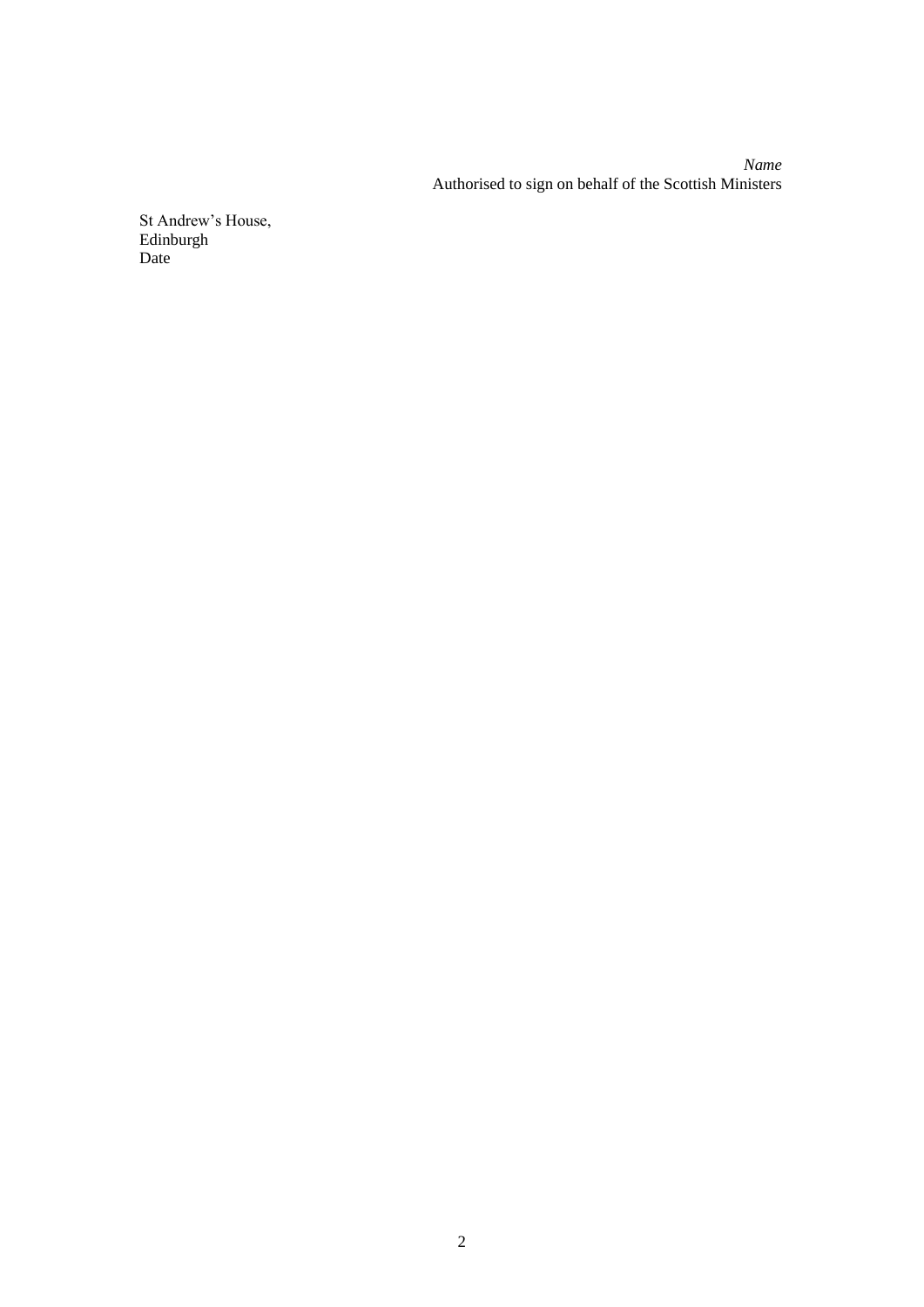*Name*
Authorised to sign on behalf of the Scottish Ministers

St Andrew's House,
Edinburgh
Date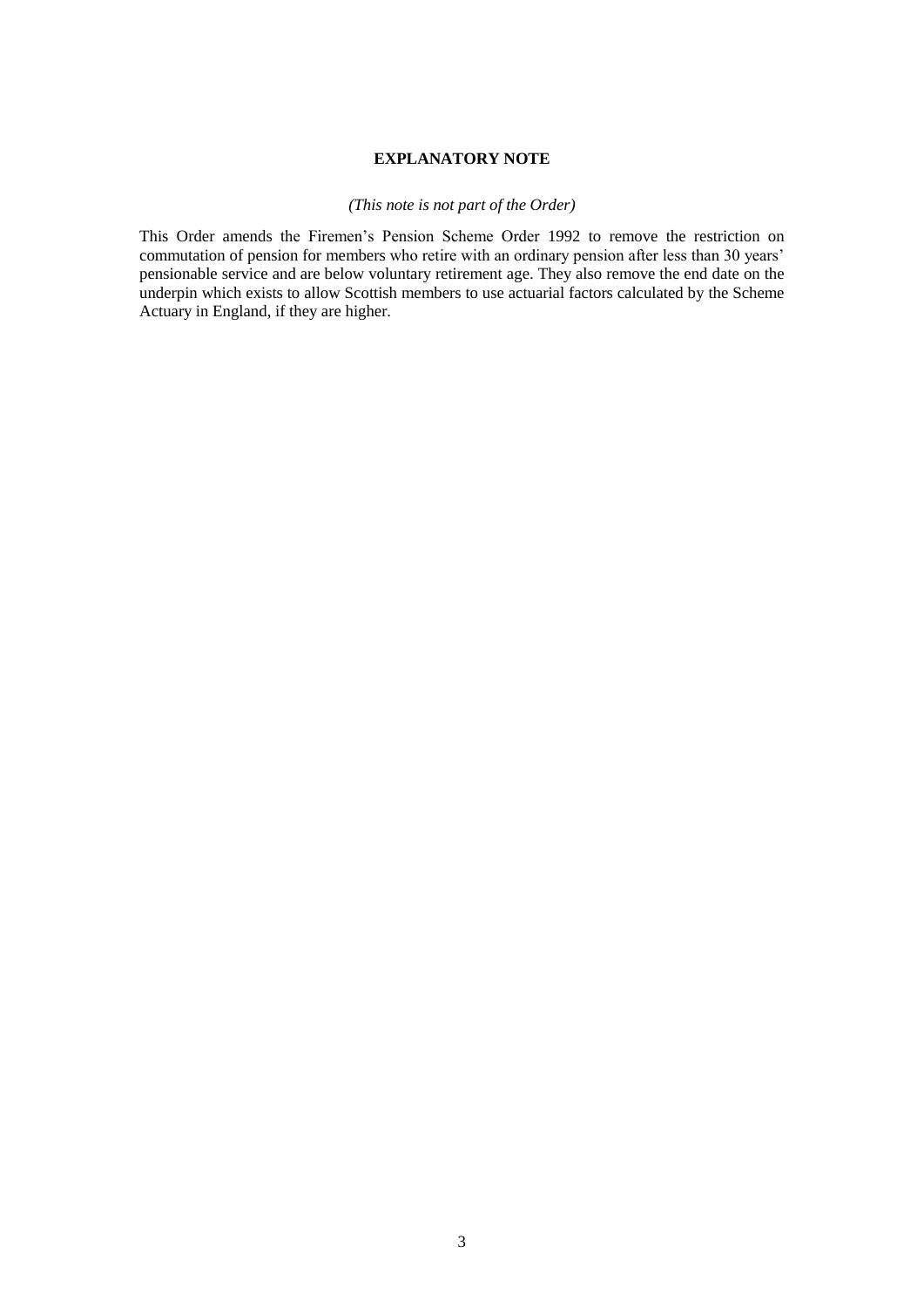## EXPLANATORY NOTE

*(This note is not part of the Order)*

This Order amends the Firemen's Pension Scheme Order 1992 to remove the restriction on commutation of pension for members who retire with an ordinary pension after less than 30 years' pensionable service and are below voluntary retirement age. They also remove the end date on the underpin which exists to allow Scottish members to use actuarial factors calculated by the Scheme Actuary in England, if they are higher.